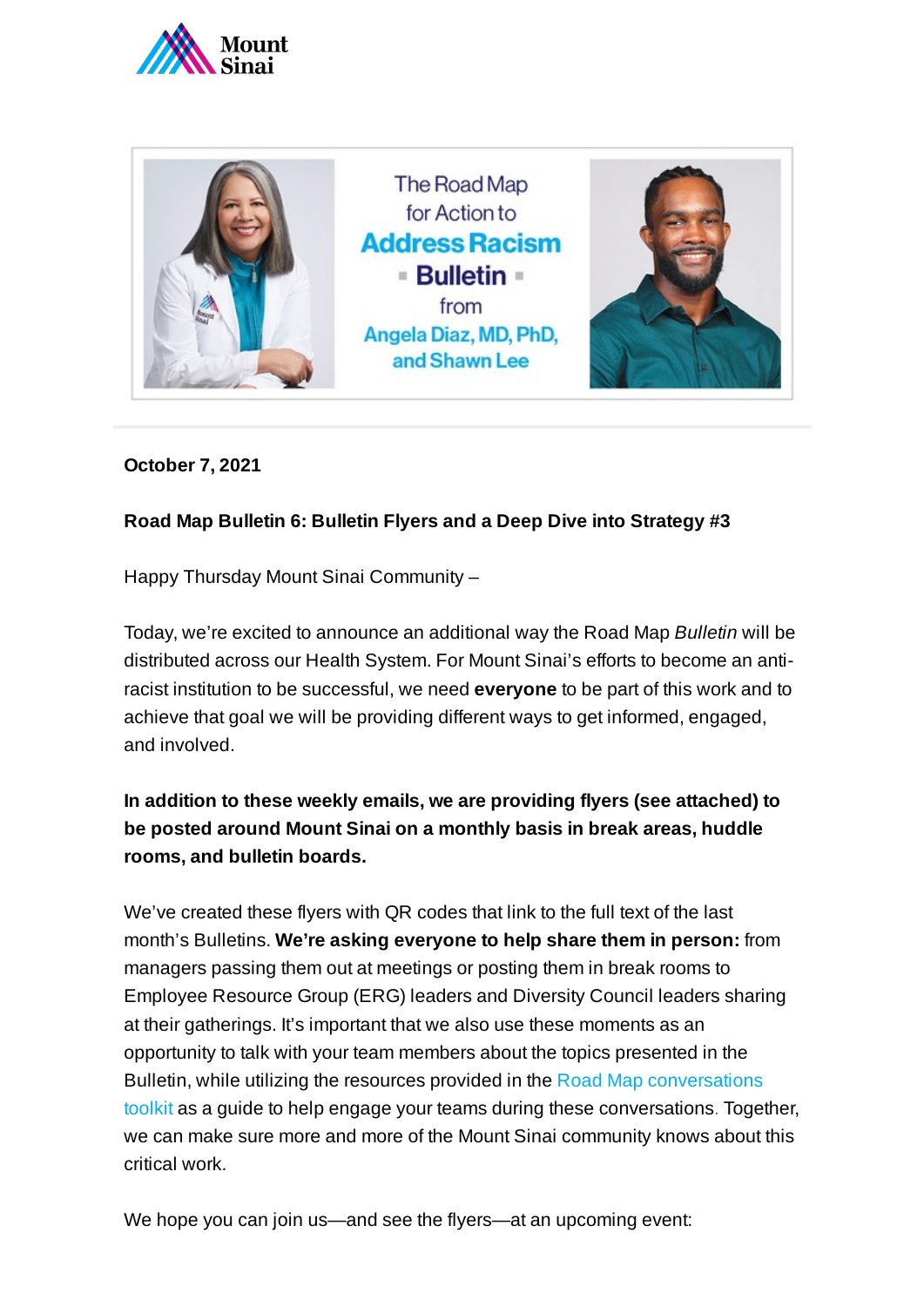The Road Map for Action to **Address Racism** **Bulletin** from Angela Diaz, MD, PhD, and Shawn Lee

**October 7, 2021**

**Road Map Bulletin 6: Bulletin Flyers and a Deep Dive into Strategy #3**

Happy Thursday Mount Sinai Community –

Today, we're excited to announce an additional way the Road Map *Bulletin* will be distributed across our Health System. For Mount Sinai's efforts to become an anti-racist institution to be successful, we need **everyone** to be part of this work and to achieve that goal we will be providing different ways to get informed, engaged, and involved.

**In addition to these weekly emails, we are providing flyers (see attached) to be posted around Mount Sinai on a monthly basis in break areas, huddle rooms, and bulletin boards.**

We've created these flyers with QR codes that link to the full text of the last month's Bulletins. **We're asking everyone to help share them in person:** from managers passing them out at meetings or posting them in break rooms to Employee Resource Group (ERG) leaders and Diversity Council leaders sharing at their gatherings. It's important that we also use these moments as an opportunity to talk with your team members about the topics presented in the Bulletin, while utilizing the resources provided in the Road Map conversations toolkit as a guide to help engage your teams during these conversations. Together, we can make sure more and more of the Mount Sinai community knows about this critical work.

We hope you can join us—and see the flyers—at an upcoming event: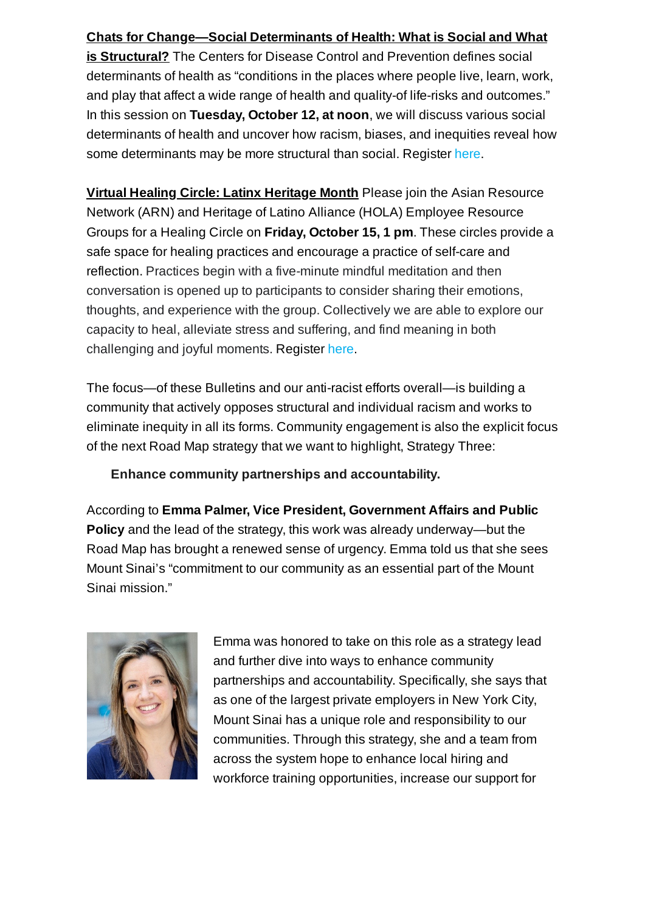**Chats for Change—Social Determinants of Health: What is Social and What is Structural?** The Centers for Disease Control and Prevention defines social determinants of health as "conditions in the places where people live, learn, work, and play that affect a wide range of health and quality-of life-risks and outcomes." In this session on **Tuesday, October 12, at noon**, we will discuss various social determinants of health and uncover how racism, biases, and inequities reveal how some determinants may be more structural than social. Register here.

**Virtual Healing Circle: Latinx Heritage Month** Please join the Asian Resource Network (ARN) and Heritage of Latino Alliance (HOLA) Employee Resource Groups for a Healing Circle on **Friday, October 15, 1 pm**. These circles provide a safe space for healing practices and encourage a practice of self-care and reflection. Practices begin with a five-minute mindful meditation and then conversation is opened up to participants to consider sharing their emotions, thoughts, and experience with the group. Collectively we are able to explore our capacity to heal, alleviate stress and suffering, and find meaning in both challenging and joyful moments. Register here.

The focus—of these Bulletins and our anti-racist efforts overall—is building a community that actively opposes structural and individual racism and works to eliminate inequity in all its forms. Community engagement is also the explicit focus of the next Road Map strategy that we want to highlight, Strategy Three:

**Enhance community partnerships and accountability.**

According to **Emma Palmer, Vice President, Government Affairs and Public Policy** and the lead of the strategy, this work was already underway—but the Road Map has brought a renewed sense of urgency. Emma told us that she sees Mount Sinai's "commitment to our community as an essential part of the Mount Sinai mission."

Emma was honored to take on this role as a strategy lead and further dive into ways to enhance community partnerships and accountability. Specifically, she says that as one of the largest private employers in New York City, Mount Sinai has a unique role and responsibility to our communities. Through this strategy, she and a team from across the system hope to enhance local hiring and workforce training opportunities, increase our support for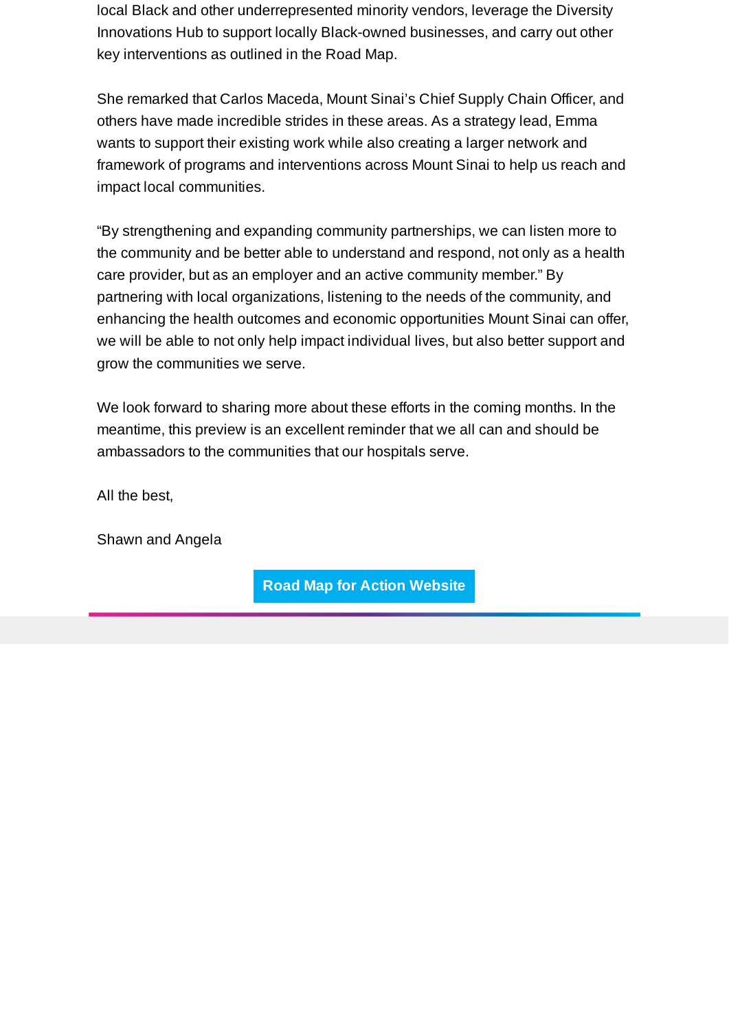local Black and other underrepresented minority vendors, leverage the Diversity Innovations Hub to support locally Black-owned businesses, and carry out other key interventions as outlined in the Road Map.

She remarked that Carlos Maceda, Mount Sinai's Chief Supply Chain Officer, and others have made incredible strides in these areas. As a strategy lead, Emma wants to support their existing work while also creating a larger network and framework of programs and interventions across Mount Sinai to help us reach and impact local communities.

"By strengthening and expanding community partnerships, we can listen more to the community and be better able to understand and respond, not only as a health care provider, but as an employer and an active community member." By partnering with local organizations, listening to the needs of the community, and enhancing the health outcomes and economic opportunities Mount Sinai can offer, we will be able to not only help impact individual lives, but also better support and grow the communities we serve.

We look forward to sharing more about these efforts in the coming months. In the meantime, this preview is an excellent reminder that we all can and should be ambassadors to the communities that our hospitals serve.

All the best,

Shawn and Angela

**Road Map for Action Website**